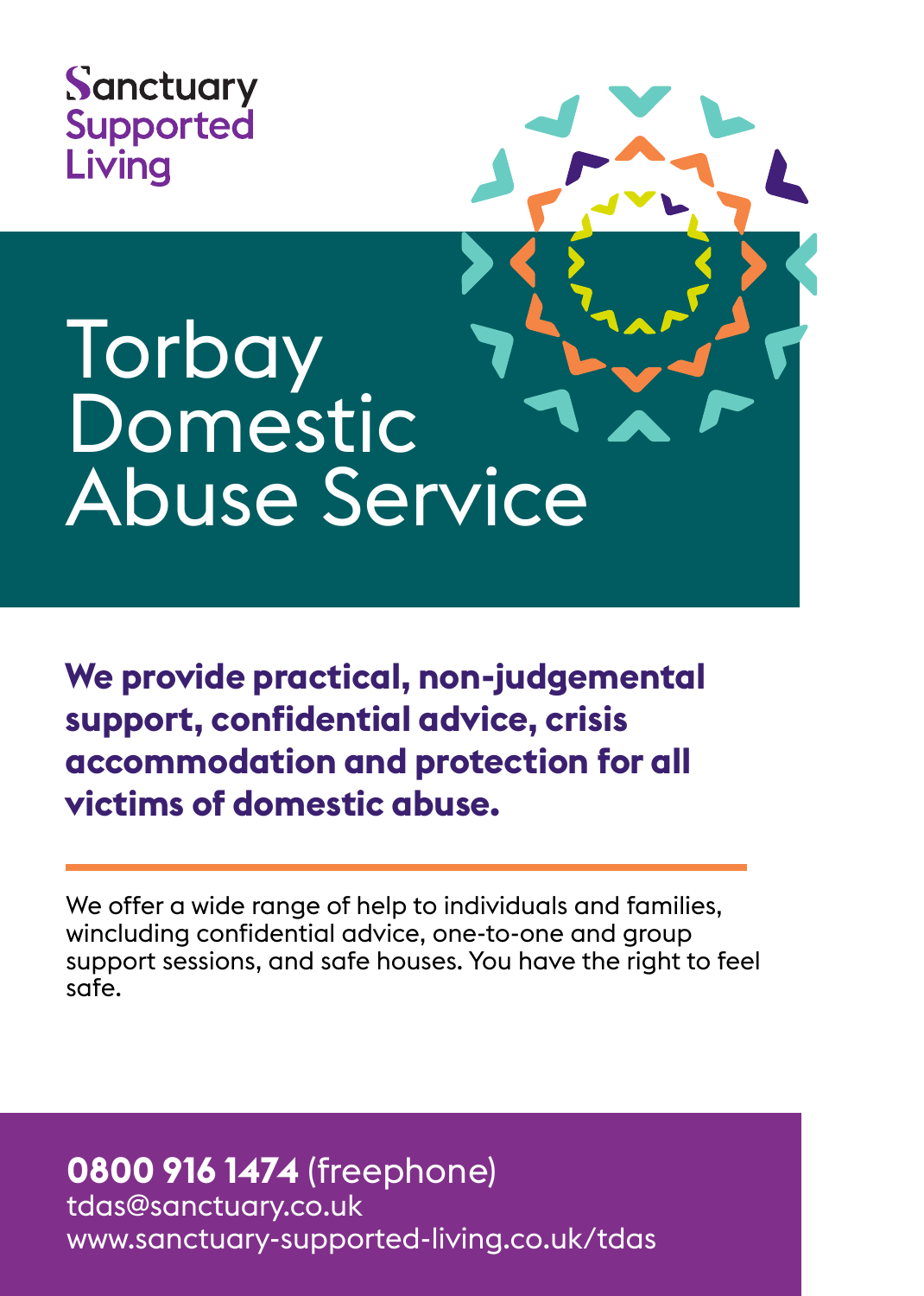Sanctuary
Supported
Living

# Torbay Domestic Abuse Service

**We provide practical, non-judgemental support, confidential advice, crisis accommodation and protection for all victims of domestic abuse.**

---

We offer a wide range of help to individuals and families, wincluding confidential advice, one-to-one and group support sessions, and safe houses. You have the right to feel safe.

**0800 916 1474** (freephone)
tdas@sanctuary.co.uk
www.sanctuary-supported-living.co.uk/tdas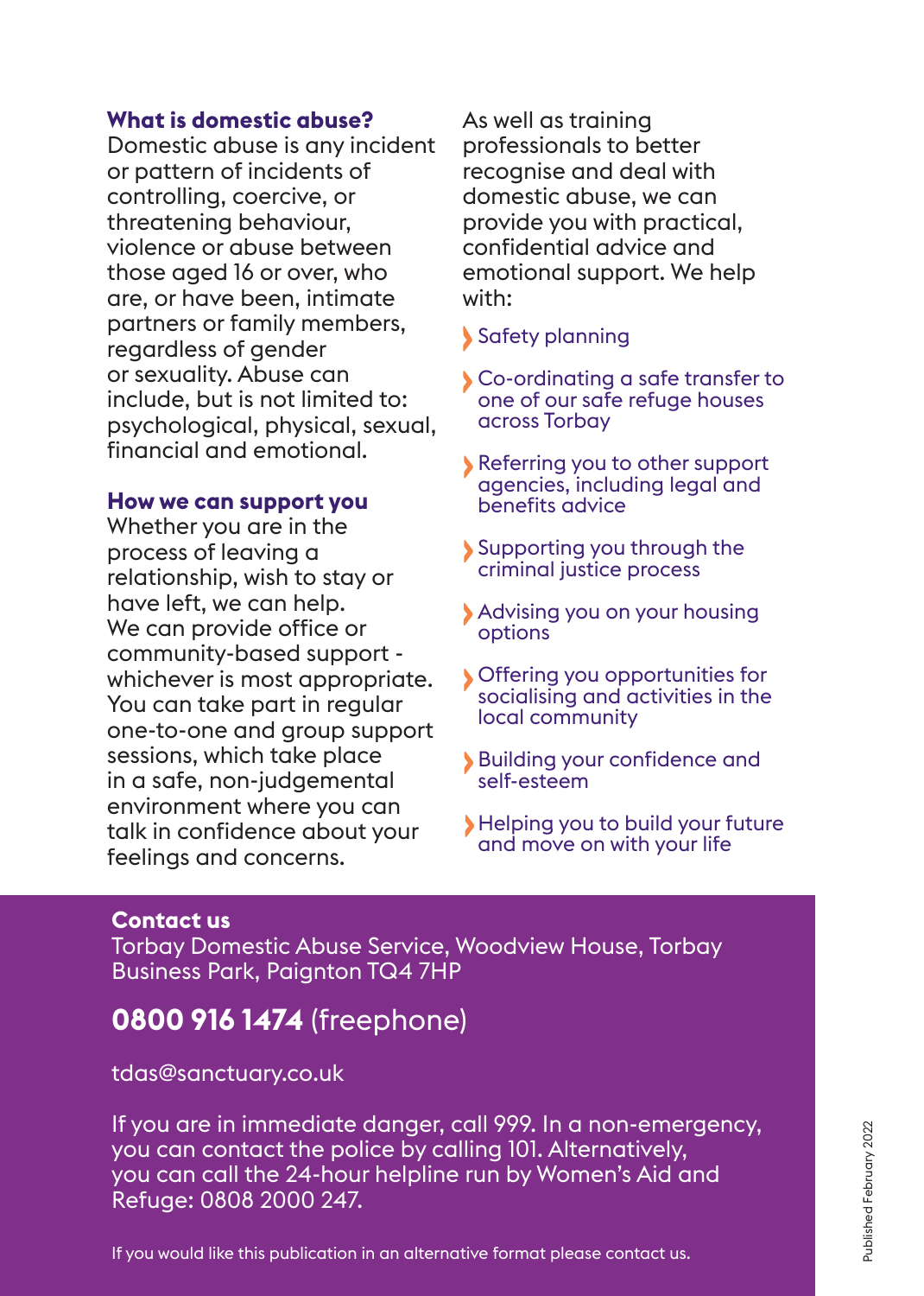## What is domestic abuse?

Domestic abuse is any incident or pattern of incidents of controlling, coercive, or threatening behaviour, violence or abuse between those aged 16 or over, who are, or have been, intimate partners or family members, regardless of gender or sexuality. Abuse can include, but is not limited to: psychological, physical, sexual, financial and emotional.

## How we can support you

Whether you are in the process of leaving a relationship, wish to stay or have left, we can help. We can provide office or community-based support - whichever is most appropriate. You can take part in regular one-to-one and group support sessions, which take place in a safe, non-judgemental environment where you can talk in confidence about your feelings and concerns.

As well as training professionals to better recognise and deal with domestic abuse, we can provide you with practical, confidential advice and emotional support. We help with:

- Safety planning
- Co-ordinating a safe transfer to one of our safe refuge houses across Torbay
- Referring you to other support agencies, including legal and benefits advice
- Supporting you through the criminal justice process
- Advising you on your housing options
- Offering you opportunities for socialising and activities in the local community
- Building your confidence and self-esteem
- Helping you to build your future and move on with your life

## Contact us

Torbay Domestic Abuse Service, Woodview House, Torbay Business Park, Paignton TQ4 7HP

**0800 916 1474** (freephone)

tdas@sanctuary.co.uk

If you are in immediate danger, call 999. In a non-emergency, you can contact the police by calling 101. Alternatively, you can call the 24-hour helpline run by Women's Aid and Refuge: 0808 2000 247.

If you would like this publication in an alternative format please contact us.

Published February 2022